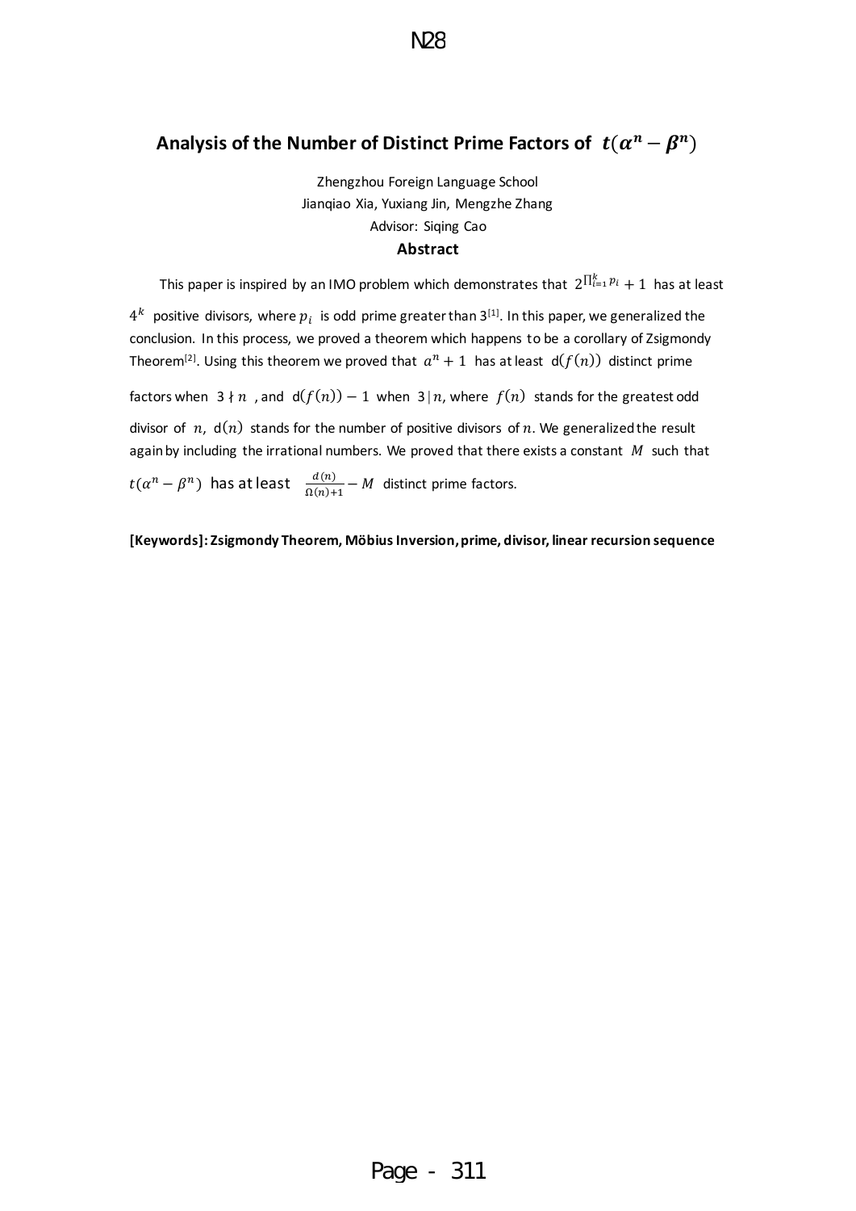# Analysis of the Number of Distinct Prime Factors of $t(\alpha^n - \beta^n)$

Zhengzhou Foreign Language School

Jianqiao Xia, Yuxiang Jin, Mengzhe Zhang

Advisor: Siqing Cao

## Abstract

This paper is inspired by an IMO problem which demonstrates that $2^{\prod_{i=1}^{k} p_i} + 1$ has at least $4^k$ positive divisors, where $p_i$ is odd prime greater than 3[1]. In this paper, we generalized the conclusion. In this process, we proved a theorem which happens to be a corollary of Zsigmondy Theorem[2]. Using this theorem we proved that $a^n + 1$ has at least $\mathrm{d}(f(n))$ distinct prime factors when $3 \nmid n$, and $\mathrm{d}(f(n)) - 1$ when $3 \mid n$, where $f(n)$ stands for the greatest odd divisor of $n$, $\mathrm{d}(n)$ stands for the number of positive divisors of $n$. We generalized the result again by including the irrational numbers. We proved that there exists a constant $M$ such that $t(\alpha^n - \beta^n)$ has at least $\frac{d(n)}{\Omega(n)+1} - M$ distinct prime factors.

**[Keywords]: Zsigmondy Theorem, Möbius Inversion, prime, divisor, linear recursion sequence**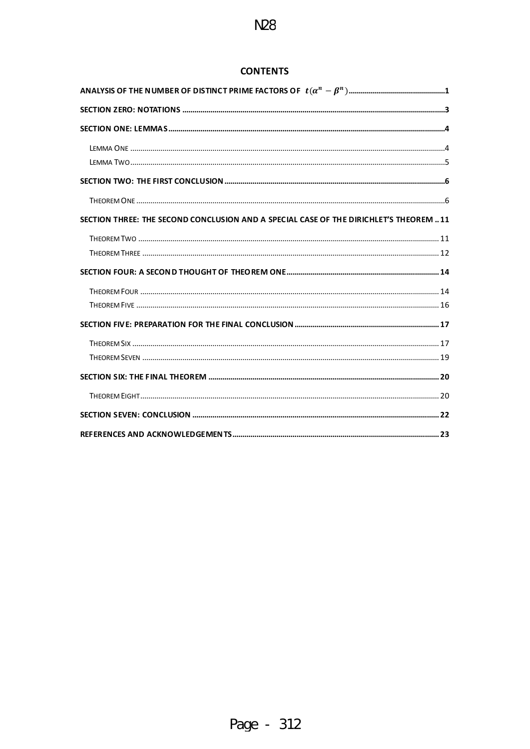## CONTENTS

**ANALYSIS OF THE NUMBER OF DISTINCT PRIME FACTORS OF $t(\alpha^n - \beta^n)$** ....................1

**SECTION ZERO: NOTATIONS** ....................3

**SECTION ONE: LEMMAS** ....................4

- Lemma One ....................4
- Lemma Two ....................5

**SECTION TWO: THE FIRST CONCLUSION** ....................6

- Theorem One ....................6

**SECTION THREE: THE SECOND CONCLUSION AND A SPECIAL CASE OF THE DIRICHLET'S THEOREM** .. 11

- Theorem Two ....................11
- Theorem Three ....................12

**SECTION FOUR: A SECOND THOUGHT OF THEOREM ONE** ....................14

- Theorem Four ....................14
- Theorem Five ....................16

**SECTION FIVE: PREPARATION FOR THE FINAL CONCLUSION** ....................17

- Theorem Six ....................17
- Theorem Seven ....................19

**SECTION SIX: THE FINAL THEOREM** ....................20

- Theorem Eight ....................20

**SECTION SEVEN: CONCLUSION** ....................22

**REFERENCES AND ACKNOWLEDGEMENTS** ....................23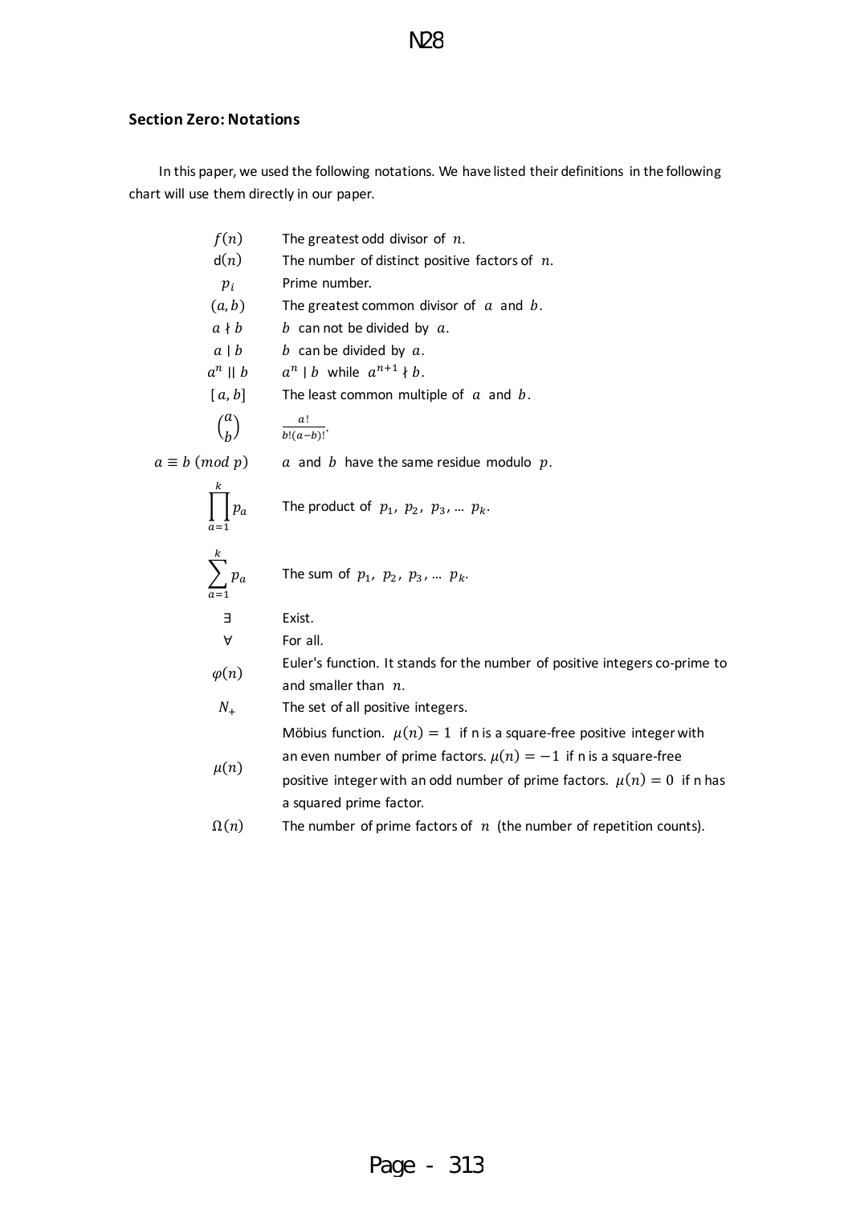### Section Zero: Notations

In this paper, we used the following notations. We have listed their definitions in the following chart will use them directly in our paper.

| | |
|---|---|
| $f(n)$ | The greatest odd divisor of $n$. |
| $\mathrm{d}(n)$ | The number of distinct positive factors of $n$. |
| $p_i$ | Prime number. |
| $(a, b)$ | The greatest common divisor of $a$ and $b$. |
| $a \nmid b$ | $b$ can not be divided by $a$. |
| $a \mid b$ | $b$ can be divided by $a$. |
| $a^n \parallel b$ | $a^n \mid b$ while $a^{n+1} \nmid b$. |
| $[a, b]$ | The least common multiple of $a$ and $b$. |
| $\binom{a}{b}$ | $\frac{a!}{b!(a-b)!}$. |
| $a \equiv b \ (mod\ p)$ | $a$ and $b$ have the same residue modulo $p$. |
| $\prod_{a=1}^{k} p_a$ | The product of $p_1,\ p_2,\ p_3, \ldots\ p_k$. |
| $\sum_{a=1}^{k} p_a$ | The sum of $p_1,\ p_2,\ p_3, \ldots\ p_k$. |
| $\exists$ | Exist. |
| $\forall$ | For all. |
| $\varphi(n)$ | Euler's function. It stands for the number of positive integers co-prime to and smaller than $n$. |
| $N_+$ | The set of all positive integers. |
| $\mu(n)$ | Möbius function. $\mu(n) = 1$ if n is a square-free positive integer with an even number of prime factors. $\mu(n) = -1$ if n is a square-free positive integer with an odd number of prime factors. $\mu(n) = 0$ if n has a squared prime factor. |
| $\Omega(n)$ | The number of prime factors of $n$ (the number of repetition counts). |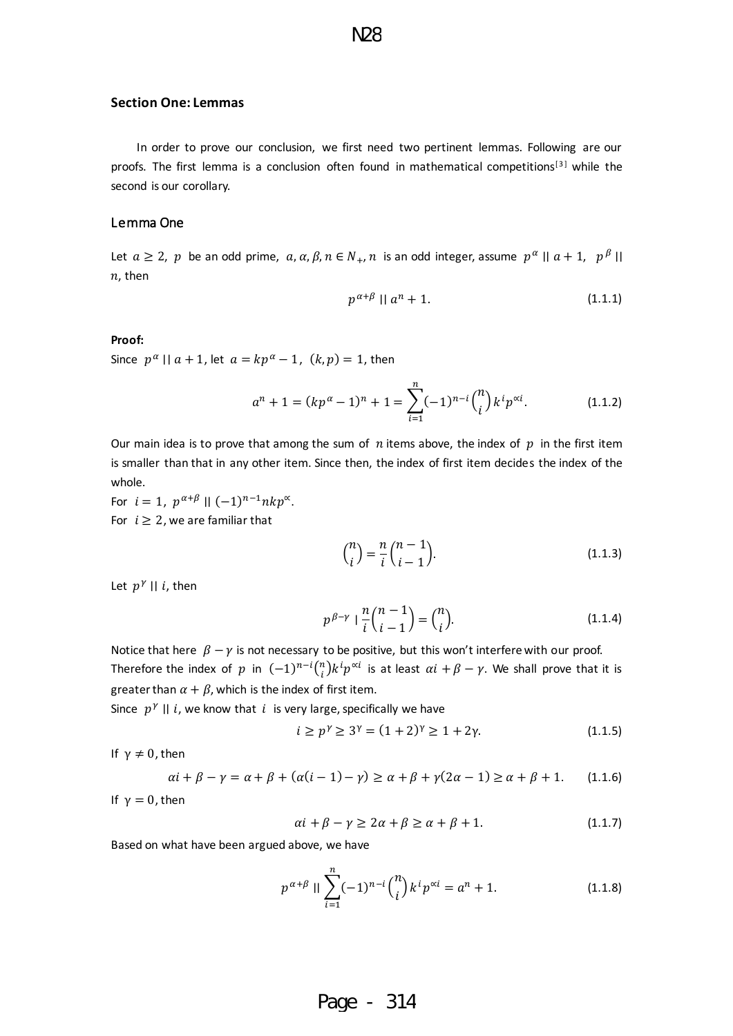### Section One: Lemmas

In order to prove our conclusion, we first need two pertinent lemmas. Following are our proofs. The first lemma is a conclusion often found in mathematical competitions[3] while the second is our corollary.

#### Lemma One

Let $a \geq 2$, $p$ be an odd prime, $a, \alpha, \beta, n \in N_+$, $n$ is an odd integer, assume $p^\alpha \mid\mid a+1$, $p^\beta \mid\mid n$, then

$$p^{\alpha+\beta} \mid\mid a^n + 1. \tag{1.1.1}$$

**Proof:**

Since $p^\alpha \mid\mid a+1$, let $a = kp^\alpha - 1$, $(k,p) = 1$, then

$$a^n + 1 = (kp^\alpha - 1)^n + 1 = \sum_{i=1}^{n} (-1)^{n-i} \binom{n}{i} k^i p^{\propto i}. \tag{1.1.2}$$

Our main idea is to prove that among the sum of $n$ items above, the index of $p$ in the first item is smaller than that in any other item. Since then, the index of first item decides the index of the whole.

For $i = 1$, $p^{\alpha+\beta} \mid\mid (-1)^{n-1} nkp^{\propto}$.

For $i \geq 2$, we are familiar that

$$\binom{n}{i} = \frac{n}{i}\binom{n-1}{i-1}. \tag{1.1.3}$$

Let $p^\gamma \mid\mid i$, then

$$p^{\beta-\gamma} \mid \frac{n}{i}\binom{n-1}{i-1} = \binom{n}{i}. \tag{1.1.4}$$

Notice that here $\beta - \gamma$ is not necessary to be positive, but this won't interfere with our proof.

Therefore the index of $p$ in $(-1)^{n-i}\binom{n}{i}k^i p^{\propto i}$ is at least $\alpha i + \beta - \gamma$. We shall prove that it is greater than $\alpha + \beta$, which is the index of first item.

Since $p^\gamma \mid\mid i$, we know that $i$ is very large, specifically we have

$$i \geq p^\gamma \geq 3^\gamma = (1+2)^\gamma \geq 1 + 2\gamma. \tag{1.1.5}$$

If $\gamma \neq 0$, then

$$\alpha i + \beta - \gamma = \alpha + \beta + (\alpha(i-1) - \gamma) \geq \alpha + \beta + \gamma(2\alpha - 1) \geq \alpha + \beta + 1. \tag{1.1.6}$$

If $\gamma = 0$, then

$$\alpha i + \beta - \gamma \geq 2\alpha + \beta \geq \alpha + \beta + 1. \tag{1.1.7}$$

Based on what have been argued above, we have

$$p^{\alpha+\beta} \mid\mid \sum_{i=1}^{n} (-1)^{n-i}\binom{n}{i} k^i p^{\propto i} = a^n + 1. \tag{1.1.8}$$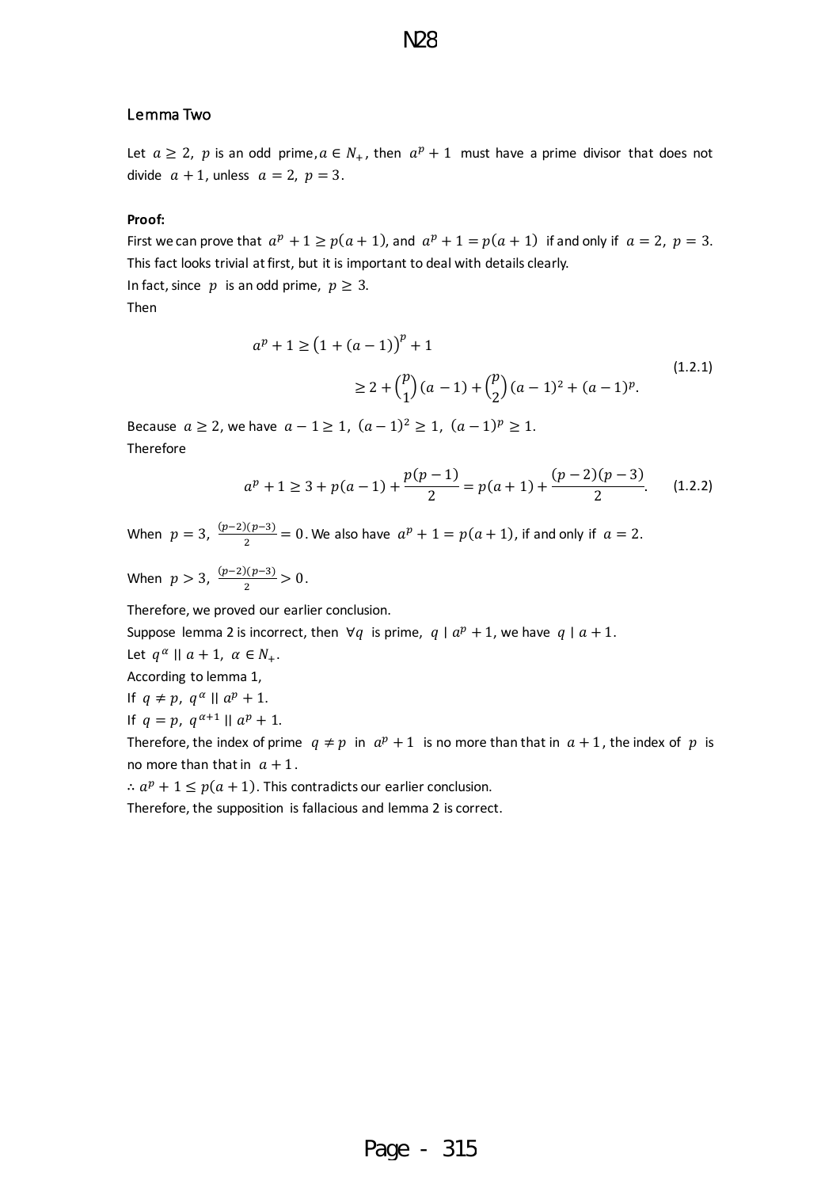## Lemma Two

Let $a \geq 2$, $p$ is an odd prime, $a \in N_+$, then $a^p + 1$ must have a prime divisor that does not divide $a + 1$, unless $a = 2$, $p = 3$.

**Proof:**

First we can prove that $a^p + 1 \geq p(a+1)$, and $a^p + 1 = p(a+1)$ if and only if $a = 2$, $p = 3$. This fact looks trivial at first, but it is important to deal with details clearly.

In fact, since $p$ is an odd prime, $p \geq 3$.

Then

$$a^p + 1 \geq \left(1 + (a-1)\right)^p + 1$$
$$\geq 2 + \binom{p}{1}(a-1) + \binom{p}{2}(a-1)^2 + (a-1)^p. \tag{1.2.1}$$

Because $a \geq 2$, we have $a - 1 \geq 1$, $(a-1)^2 \geq 1$, $(a-1)^p \geq 1$.

Therefore

$$a^p + 1 \geq 3 + p(a-1) + \frac{p(p-1)}{2} = p(a+1) + \frac{(p-2)(p-3)}{2}. \tag{1.2.2}$$

When $p = 3$, $\frac{(p-2)(p-3)}{2} = 0$. We also have $a^p + 1 = p(a+1)$, if and only if $a = 2$.

When $p > 3$, $\frac{(p-2)(p-3)}{2} > 0$.

Therefore, we proved our earlier conclusion.

Suppose lemma 2 is incorrect, then $\forall q$ is prime, $q \mid a^p + 1$, we have $q \mid a + 1$.

Let $q^\alpha \parallel a + 1$, $\alpha \in N_+$.

According to lemma 1,

If $q \neq p$, $q^\alpha \parallel a^p + 1$.

If $q = p$, $q^{\alpha+1} \parallel a^p + 1$.

Therefore, the index of prime $q \neq p$ in $a^p + 1$ is no more than that in $a + 1$, the index of $p$ is no more than that in $a + 1$.

$\therefore a^p + 1 \leq p(a+1)$. This contradicts our earlier conclusion.

Therefore, the supposition is fallacious and lemma 2 is correct.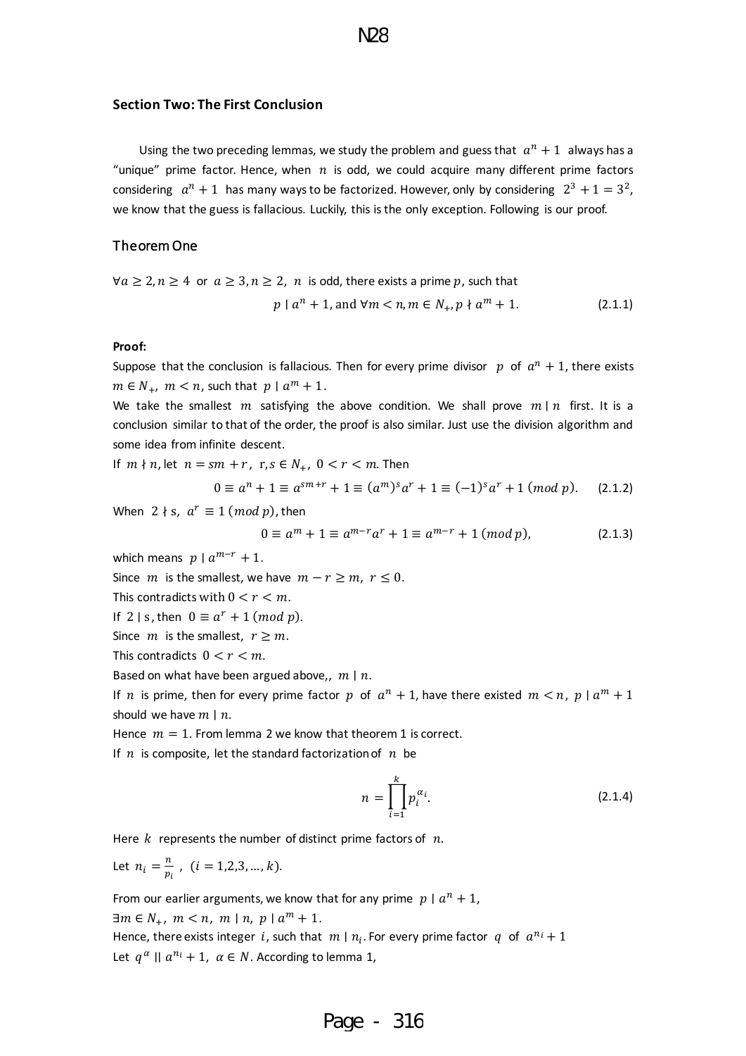### Section Two: The First Conclusion

Using the two preceding lemmas, we study the problem and guess that $a^n + 1$ always has a "unique" prime factor. Hence, when $n$ is odd, we could acquire many different prime factors considering $a^n + 1$ has many ways to be factorized. However, only by considering $2^3 + 1 = 3^2$, we know that the guess is fallacious. Luckily, this is the only exception. Following is our proof.

### Theorem One

$\forall a \geq 2, n \geq 4$ or $a \geq 3, n \geq 2$, $n$ is odd, there exists a prime $p$, such that

$$p \mid a^n + 1, \text{and } \forall m < n, m \in N_+, p \nmid a^m + 1. \tag{2.1.1}$$

**Proof:**

Suppose that the conclusion is fallacious. Then for every prime divisor $p$ of $a^n + 1$, there exists $m \in N_+$, $m < n$, such that $p \mid a^m + 1$.

We take the smallest $m$ satisfying the above condition. We shall prove $m \mid n$ first. It is a conclusion similar to that of the order, the proof is also similar. Just use the division algorithm and some idea from infinite descent.

If $m \nmid n$, let $n = sm + r$, $r, s \in N_+$, $0 < r < m$. Then

$$0 \equiv a^n + 1 \equiv a^{sm+r} + 1 \equiv (a^m)^s a^r + 1 \equiv (-1)^s a^r + 1 \ (mod\ p). \tag{2.1.2}$$

When $2 \nmid s$, $a^r \equiv 1 \ (mod\ p)$, then

$$0 \equiv a^m + 1 \equiv a^{m-r} a^r + 1 \equiv a^{m-r} + 1 \ (mod\ p), \tag{2.1.3}$$

which means $p \mid a^{m-r} + 1$.

Since $m$ is the smallest, we have $m - r \geq m$, $r \leq 0$.

This contradicts with $0 < r < m$.

If $2 \mid s$, then $0 \equiv a^r + 1 \ (mod\ p)$.

Since $m$ is the smallest, $r \geq m$.

This contradicts $0 < r < m$.

Based on what have been argued above,, $m \mid n$.

If $n$ is prime, then for every prime factor $p$ of $a^n + 1$, have there existed $m < n$, $p \mid a^m + 1$ should we have $m \mid n$.

Hence $m = 1$. From lemma 2 we know that theorem 1 is correct.

If $n$ is composite, let the standard factorization of $n$ be

$$n = \prod_{i=1}^{k} p_i^{\alpha_i}. \tag{2.1.4}$$

Here $k$ represents the number of distinct prime factors of $n$.

Let $n_i = \frac{n}{p_i}$, $(i = 1,2,3, \ldots, k)$.

From our earlier arguments, we know that for any prime $p \mid a^n + 1$,

$\exists m \in N_+$, $m < n$, $m \mid n$, $p \mid a^m + 1$.

Hence, there exists integer $i$, such that $m \mid n_i$. For every prime factor $q$ of $a^{n_i} + 1$

Let $q^\alpha \parallel a^{n_i} + 1$, $\alpha \in N$. According to lemma 1,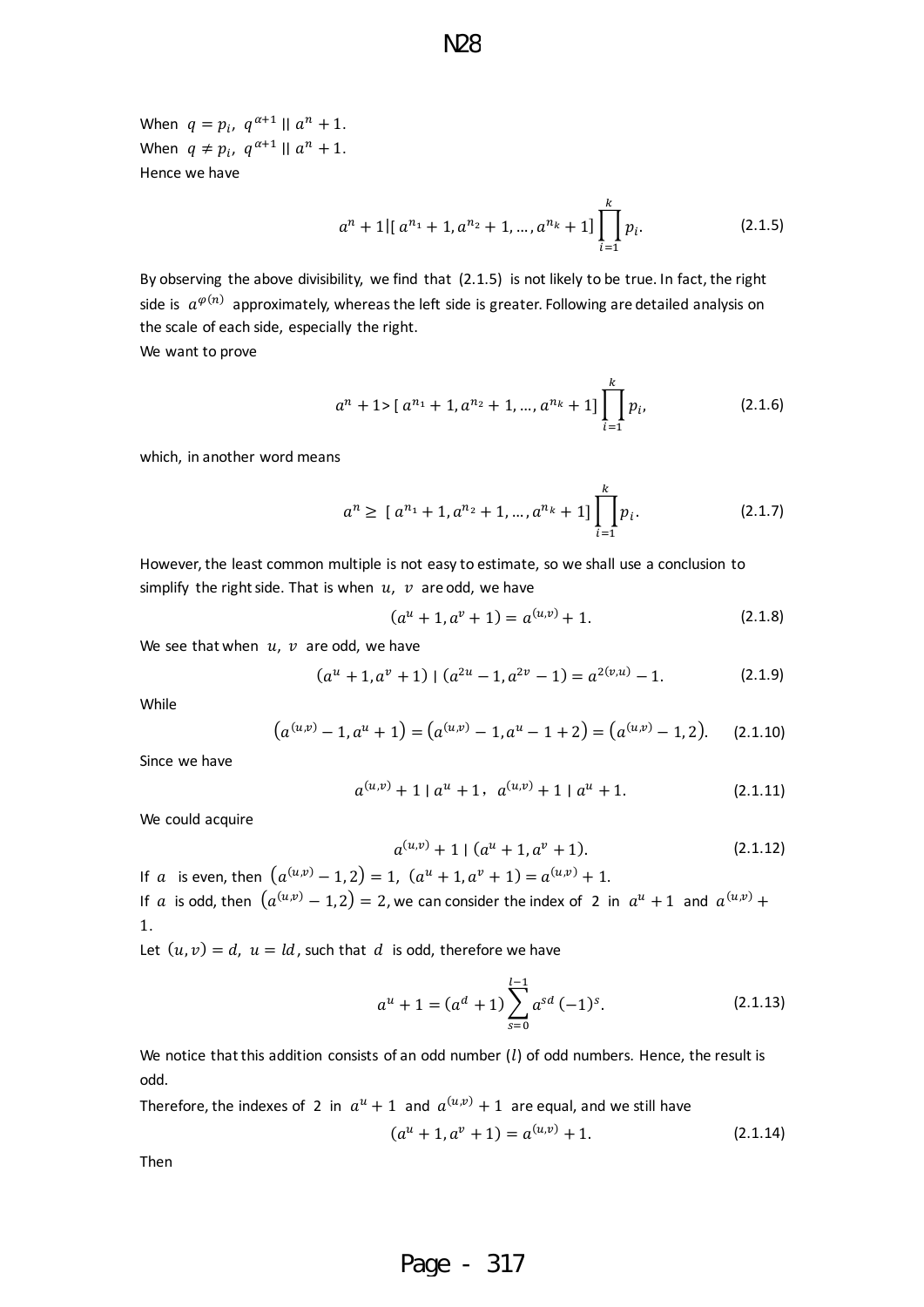When $q = p_i,\ q^{\alpha+1} \parallel a^n + 1$.
When $q \neq p_i,\ q^{\alpha+1} \parallel a^n + 1$.
Hence we have

$$a^n + 1 | [\, a^{n_1} + 1, a^{n_2} + 1, \ldots, a^{n_k} + 1] \prod_{i=1}^{k} p_i. \tag{2.1.5}$$

By observing the above divisibility, we find that (2.1.5) is not likely to be true. In fact, the right side is $a^{\varphi(n)}$ approximately, whereas the left side is greater. Following are detailed analysis on the scale of each side, especially the right.
We want to prove

$$a^n + 1 > [\, a^{n_1} + 1, a^{n_2} + 1, \ldots, a^{n_k} + 1] \prod_{i=1}^{k} p_i, \tag{2.1.6}$$

which, in another word means

$$a^n \geq \ [\, a^{n_1} + 1, a^{n_2} + 1, \ldots, a^{n_k} + 1] \prod_{i=1}^{k} p_i. \tag{2.1.7}$$

However, the least common multiple is not easy to estimate, so we shall use a conclusion to simplify the right side. That is when $u,\ v$ are odd, we have

$$(a^u + 1, a^v + 1) = a^{(u,v)} + 1. \tag{2.1.8}$$

We see that when $u,\ v$ are odd, we have

$$(a^u + 1, a^v + 1) \mid (a^{2u} - 1, a^{2v} - 1) = a^{2(v,u)} - 1. \tag{2.1.9}$$

While

$$\left(a^{(u,v)} - 1, a^u + 1\right) = \left(a^{(u,v)} - 1, a^u - 1 + 2\right) = \left(a^{(u,v)} - 1, 2\right). \tag{2.1.10}$$

Since we have

$$a^{(u,v)} + 1 \mid a^u + 1,\ \ a^{(u,v)} + 1 \mid a^u + 1. \tag{2.1.11}$$

We could acquire

$$a^{(u,v)} + 1 \mid (a^u + 1, a^v + 1). \tag{2.1.12}$$

If $a$ is even, then $\left(a^{(u,v)} - 1, 2\right) = 1,\ (a^u + 1, a^v + 1) = a^{(u,v)} + 1$.
If $a$ is odd, then $\left(a^{(u,v)} - 1, 2\right) = 2$, we can consider the index of $2$ in $a^u + 1$ and $a^{(u,v)} + 1$.
Let $(u, v) = d,\ u = ld$, such that $d$ is odd, therefore we have

$$a^u + 1 = (a^d + 1) \sum_{s=0}^{l-1} a^{sd} (-1)^s. \tag{2.1.13}$$

We notice that this addition consists of an odd number ($l$) of odd numbers. Hence, the result is odd.
Therefore, the indexes of $2$ in $a^u + 1$ and $a^{(u,v)} + 1$ are equal, and we still have

$$(a^u + 1, a^v + 1) = a^{(u,v)} + 1. \tag{2.1.14}$$

Then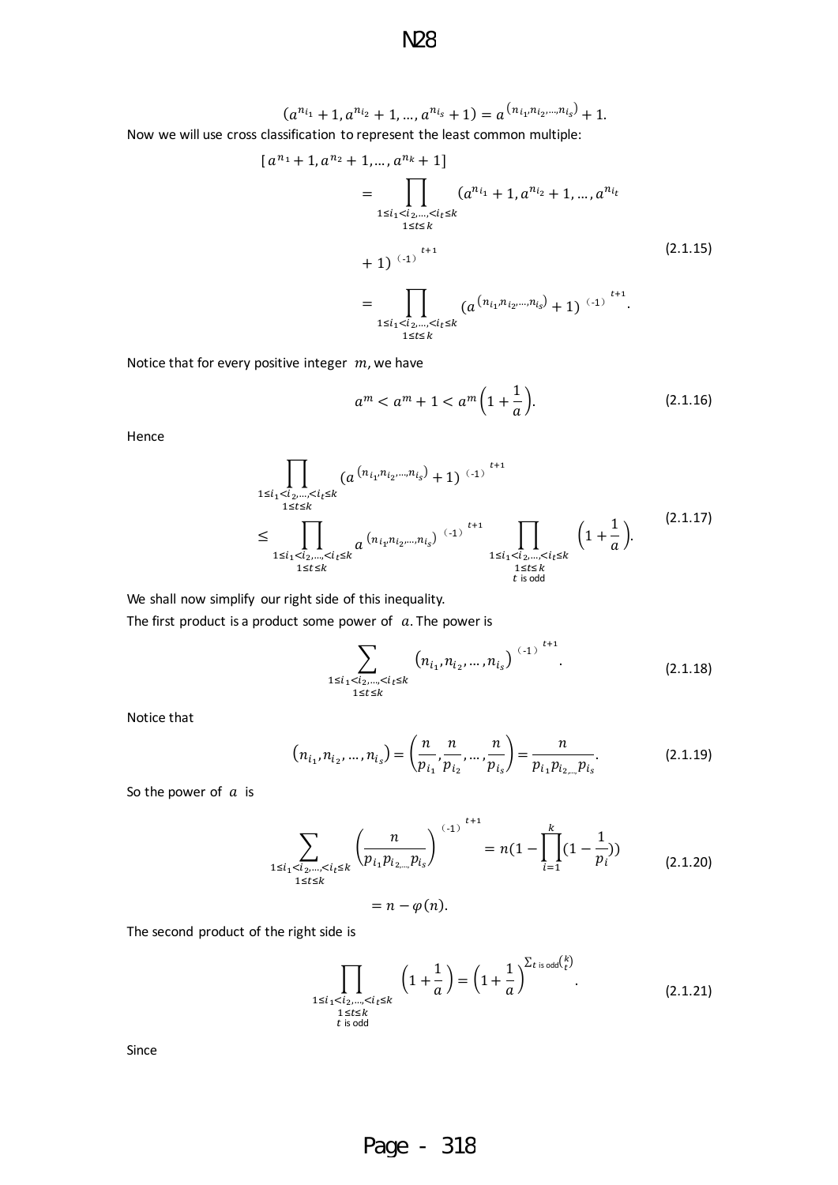$$(a^{n_{i_1}}+1, a^{n_{i_2}}+1, \dots, a^{n_{i_s}}+1) = a^{(n_{i_1}, n_{i_2}, \dots, n_{i_s})}+1.$$

Now we will use cross classification to represent the least common multiple:

$$\begin{aligned}
[a^{n_1}+1, a^{n_2}+1, \dots, a^{n_k}+1] &= \prod_{\substack{1 \le i_1 < i_2, \dots, < i_t \le k \\ 1 \le t \le k}} (a^{n_{i_1}}+1, a^{n_{i_2}}+1, \dots, a^{n_{i_t}} \\
&\quad + 1)^{(-1)^{t+1}} \\
&= \prod_{\substack{1 \le i_1 < i_2, \dots, < i_t \le k \\ 1 \le t \le k}} (a^{(n_{i_1}, n_{i_2}, \dots, n_{i_s})}+1)^{(-1)^{t+1}}.
\end{aligned} \tag{2.1.15}$$

Notice that for every positive integer $m$, we have

$$a^m < a^m + 1 < a^m\left(1 + \frac{1}{a}\right). \tag{2.1.16}$$

Hence

$$\begin{aligned}
&\prod_{\substack{1 \le i_1 < i_2, \dots, < i_t \le k \\ 1 \le t \le k}} (a^{(n_{i_1}, n_{i_2}, \dots, n_{i_s})}+1)^{(-1)^{t+1}} \\
&\le \prod_{\substack{1 \le i_1 < i_2, \dots, < i_t \le k \\ 1 \le t \le k}} a^{(n_{i_1}, n_{i_2}, \dots, n_{i_s})^{(-1)^{t+1}}} \prod_{\substack{1 \le i_1 < i_2, \dots, < i_t \le k \\ 1 \le t \le k \\ t \text{ is odd}}} \left(1 + \frac{1}{a}\right).
\end{aligned} \tag{2.1.17}$$

We shall now simplify our right side of this inequality.

The first product is a product some power of $a$. The power is

$$\sum_{\substack{1 \le i_1 < i_2, \dots, < i_t \le k \\ 1 \le t \le k}} (n_{i_1}, n_{i_2}, \dots, n_{i_s})^{(-1)^{t+1}}. \tag{2.1.18}$$

Notice that

$$(n_{i_1}, n_{i_2}, \dots, n_{i_s}) = \left(\frac{n}{p_{i_1}}, \frac{n}{p_{i_2}}, \dots, \frac{n}{p_{i_s}}\right) = \frac{n}{p_{i_1} p_{i_2,\dots,} p_{i_s}}. \tag{2.1.19}$$

So the power of $a$ is

$$\begin{aligned}
\sum_{\substack{1 \le i_1 < i_2, \dots, < i_t \le k \\ 1 \le t \le k}} \left(\frac{n}{p_{i_1} p_{i_2,\dots,} p_{i_s}}\right)^{(-1)^{t+1}} &= n\left(1 - \prod_{i=1}^{k}\left(1 - \frac{1}{p_i}\right)\right) \\
&= n - \varphi(n).
\end{aligned} \tag{2.1.20}$$

The second product of the right side is

$$\prod_{\substack{1 \le i_1 < i_2, \dots, < i_t \le k \\ 1 \le t \le k \\ t \text{ is odd}}} \left(1 + \frac{1}{a}\right) = \left(1 + \frac{1}{a}\right)^{\sum_{t \text{ is odd}} \binom{k}{t}}. \tag{2.1.21}$$

Since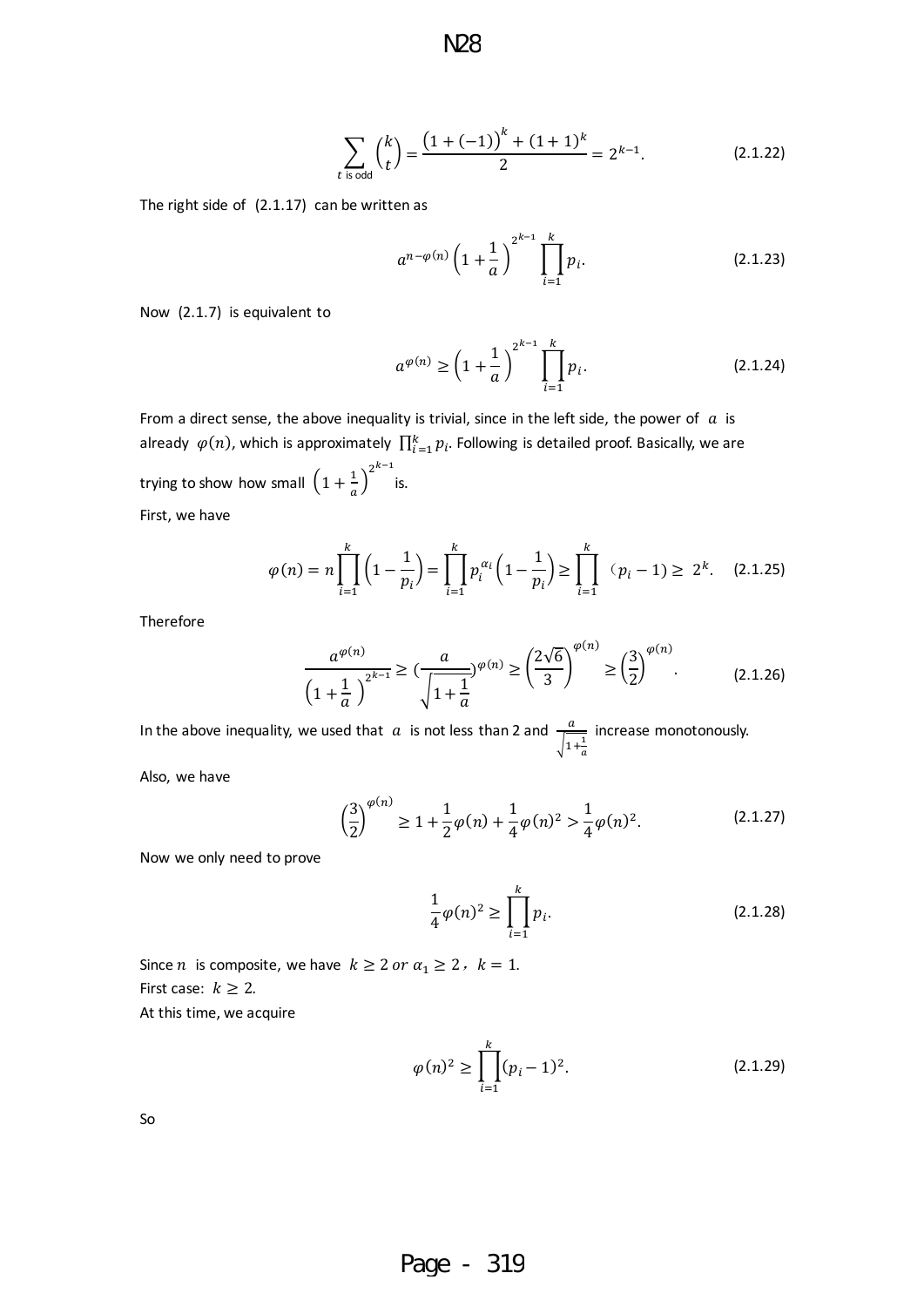$$\sum_{t \text{ is odd}} \binom{k}{t} = \frac{\left(1+(-1)\right)^k + (1+1)^k}{2} = 2^{k-1}. \tag{2.1.22}$$

The right side of (2.1.17) can be written as

$$a^{n-\varphi(n)} \left(1+\frac{1}{a}\right)^{2^{k-1}} \prod_{i=1}^{k} p_i. \tag{2.1.23}$$

Now (2.1.7) is equivalent to

$$a^{\varphi(n)} \geq \left(1+\frac{1}{a}\right)^{2^{k-1}} \prod_{i=1}^{k} p_i. \tag{2.1.24}$$

From a direct sense, the above inequality is trivial, since in the left side, the power of $a$ is already $\varphi(n)$, which is approximately $\prod_{i=1}^{k} p_i$. Following is detailed proof. Basically, we are trying to show how small $\left(1+\frac{1}{a}\right)^{2^{k-1}}$ is.

First, we have

$$\varphi(n) = n\prod_{i=1}^{k}\left(1-\frac{1}{p_i}\right) = \prod_{i=1}^{k} p_i^{\alpha_i}\left(1-\frac{1}{p_i}\right) \geq \prod_{i=1}^{k} (p_i - 1) \geq 2^k. \tag{2.1.25}$$

Therefore

$$\frac{a^{\varphi(n)}}{\left(1+\frac{1}{a}\right)^{2^{k-1}}} \geq \left(\frac{a}{\sqrt{1+\frac{1}{a}}}\right)^{\varphi(n)} \geq \left(\frac{2\sqrt{6}}{3}\right)^{\varphi(n)} \geq \left(\frac{3}{2}\right)^{\varphi(n)}. \tag{2.1.26}$$

In the above inequality, we used that $a$ is not less than 2 and $\frac{a}{\sqrt{1+\frac{1}{a}}}$ increase monotonously.

Also, we have

$$\left(\frac{3}{2}\right)^{\varphi(n)} \geq 1 + \frac{1}{2}\varphi(n) + \frac{1}{4}\varphi(n)^2 > \frac{1}{4}\varphi(n)^2. \tag{2.1.27}$$

Now we only need to prove

$$\frac{1}{4}\varphi(n)^2 \geq \prod_{i=1}^{k} p_i. \tag{2.1.28}$$

Since $n$ is composite, we have $k \geq 2$ or $\alpha_1 \geq 2$, $k = 1$.

First case: $k \geq 2$.

At this time, we acquire

$$\varphi(n)^2 \geq \prod_{i=1}^{k} (p_i - 1)^2. \tag{2.1.29}$$

So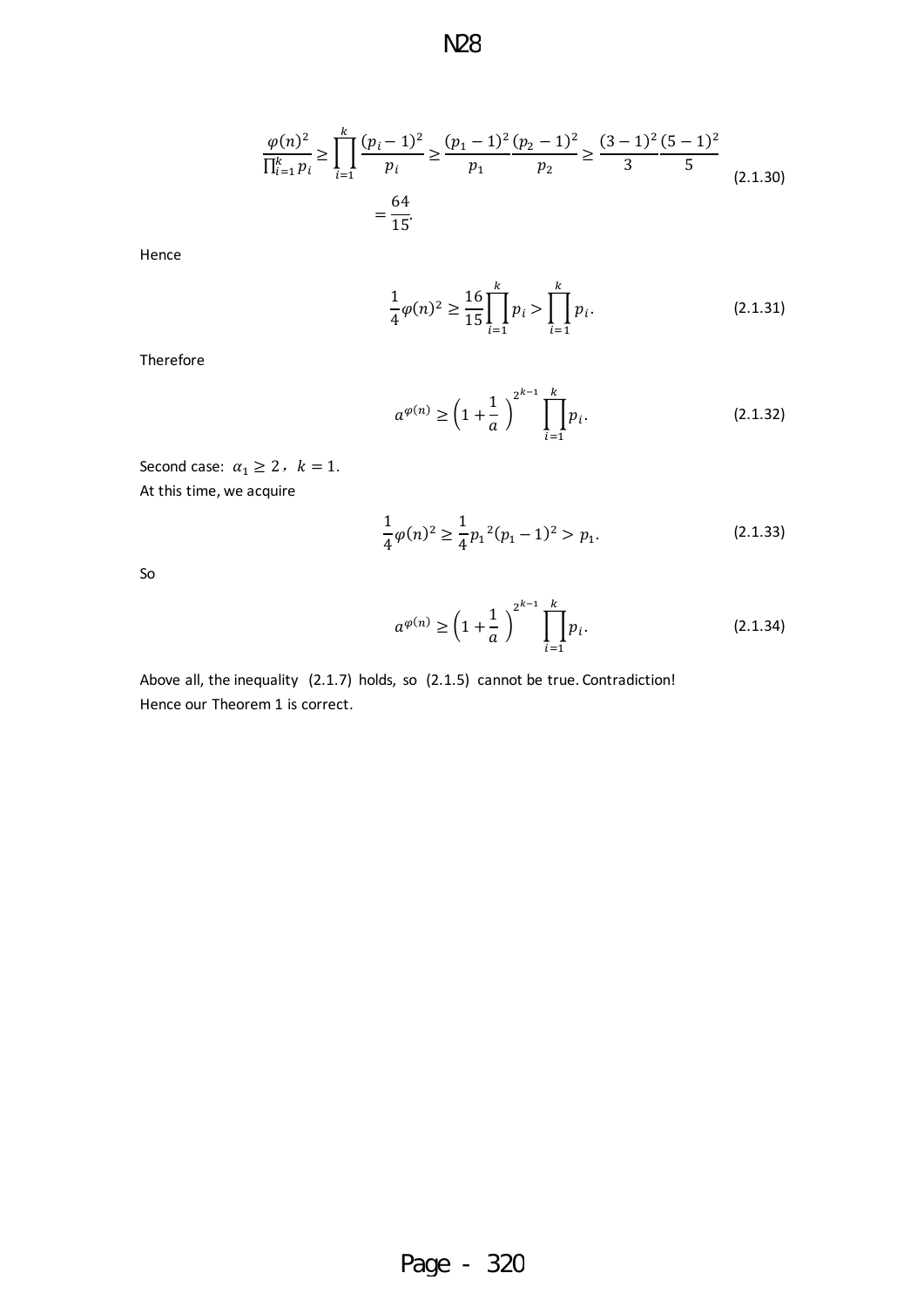$$\frac{\varphi(n)^2}{\prod_{i=1}^{k} p_i} \geq \prod_{i=1}^{k} \frac{(p_i - 1)^2}{p_i} \geq \frac{(p_1 - 1)^2}{p_1} \frac{(p_2 - 1)^2}{p_2} \geq \frac{(3-1)^2}{3} \frac{(5-1)^2}{5}$$
$$= \frac{64}{15}. \tag{2.1.30}$$

Hence

$$\frac{1}{4}\varphi(n)^2 \geq \frac{16}{15} \prod_{i=1}^{k} p_i > \prod_{i=1}^{k} p_i. \tag{2.1.31}$$

Therefore

$$a^{\varphi(n)} \geq \left(1 + \frac{1}{a}\right)^{2^{k-1}} \prod_{i=1}^{k} p_i. \tag{2.1.32}$$

Second case: $\alpha_1 \geq 2$，$k = 1$.

At this time, we acquire

$$\frac{1}{4}\varphi(n)^2 \geq \frac{1}{4} {p_1}^2 (p_1 - 1)^2 > p_1. \tag{2.1.33}$$

So

$$a^{\varphi(n)} \geq \left(1 + \frac{1}{a}\right)^{2^{k-1}} \prod_{i=1}^{k} p_i. \tag{2.1.34}$$

Above all, the inequality (2.1.7) holds, so (2.1.5) cannot be true. Contradiction!

Hence our Theorem 1 is correct.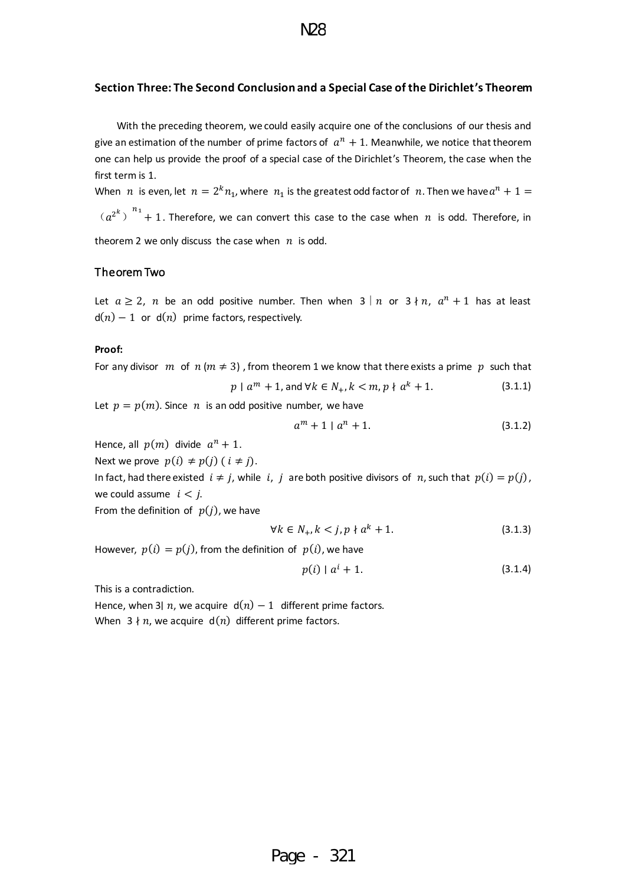### Section Three: The Second Conclusion and a Special Case of the Dirichlet's Theorem

With the preceding theorem, we could easily acquire one of the conclusions of our thesis and give an estimation of the number of prime factors of $a^n + 1$. Meanwhile, we notice that theorem one can help us provide the proof of a special case of the Dirichlet's Theorem, the case when the first term is 1.

When $n$ is even, let $n = 2^k n_1$, where $n_1$ is the greatest odd factor of $n$. Then we have $a^n + 1 = (a^{2^k})^{n_1} + 1$. Therefore, we can convert this case to the case when $n$ is odd. Therefore, in theorem 2 we only discuss the case when $n$ is odd.

#### Theorem Two

Let $a \geq 2$, $n$ be an odd positive number. Then when $3 \mid n$ or $3 \nmid n$, $a^n + 1$ has at least $\mathrm{d}(n) - 1$ or $\mathrm{d}(n)$ prime factors, respectively.

**Proof:**

For any divisor $m$ of $n \, (m \neq 3)$, from theorem 1 we know that there exists a prime $p$ such that

$$p \mid a^m + 1, \text{ and } \forall k \in N_+, k < m, p \nmid a^k + 1. \tag{3.1.1}$$

Let $p = p(m)$. Since $n$ is an odd positive number, we have

$$a^m + 1 \mid a^n + 1. \tag{3.1.2}$$

Hence, all $p(m)$ divide $a^n + 1$.

Next we prove $p(i) \neq p(j) \; (i \neq j)$.

In fact, had there existed $i \neq j$, while $i$, $j$ are both positive divisors of $n$, such that $p(i) = p(j)$, we could assume $i < j$.

From the definition of $p(j)$, we have

$$\forall k \in N_+, k < j, p \nmid a^k + 1. \tag{3.1.3}$$

However, $p(i) = p(j)$, from the definition of $p(i)$, we have

$$p(i) \mid a^i + 1. \tag{3.1.4}$$

This is a contradiction.

Hence, when $3 \mid n$, we acquire $\mathrm{d}(n) - 1$ different prime factors.

When $3 \nmid n$, we acquire $\mathrm{d}(n)$ different prime factors.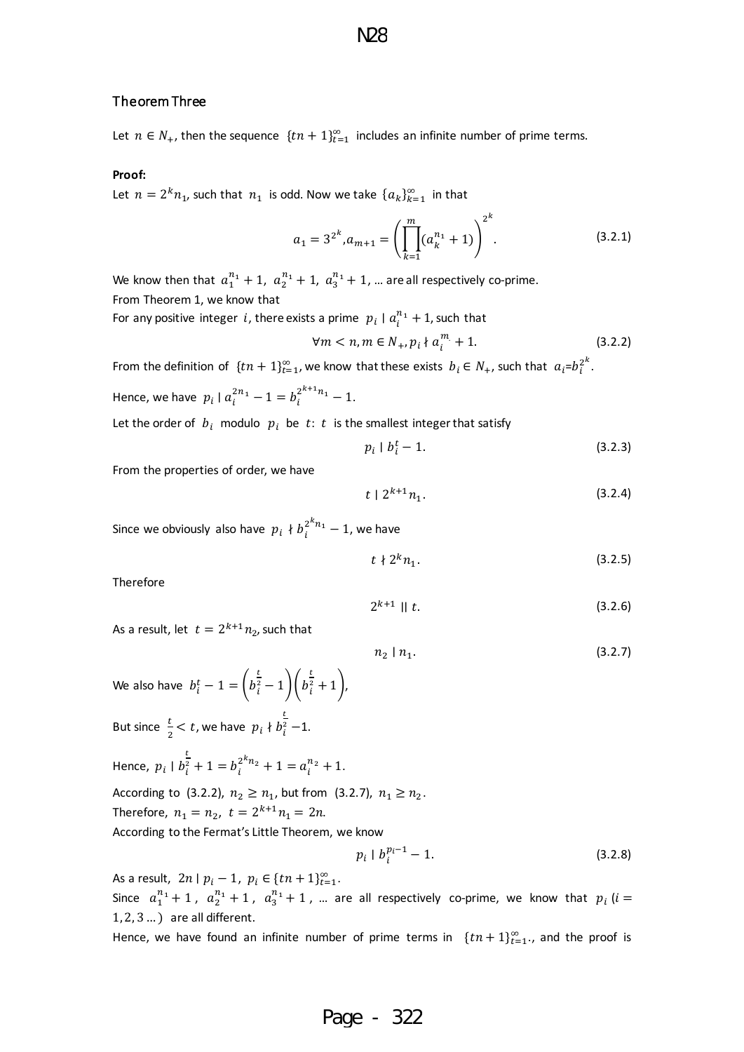### Theorem Three

Let $n \in N_+$, then the sequence $\{tn+1\}_{t=1}^{\infty}$ includes an infinite number of prime terms.

**Proof:**

Let $n = 2^k n_1$, such that $n_1$ is odd. Now we take $\{a_k\}_{k=1}^{\infty}$ in that

$$a_1 = 3^{2^k}, a_{m+1} = \left(\prod_{k=1}^{m}(a_k^{n_1}+1)\right)^{2^k}. \tag{3.2.1}$$

We know then that $a_1^{n_1}+1,\ a_2^{n_1}+1,\ a_3^{n_1}+1, \ldots$ are all respectively co-prime.

From Theorem 1, we know that

For any positive integer $i$, there exists a prime $p_i \mid a_i^{n_1}+1$, such that

$$\forall m < n, m \in N_+, p_i \nmid a_i^{m} + 1. \tag{3.2.2}$$

From the definition of $\{tn+1\}_{t=1}^{\infty}$, we know that these exists $b_i \in N_+$, such that $a_i = b_i^{2^k}$.

Hence, we have $p_i \mid a_i^{2n_1} - 1 = b_i^{2^{k+1}n_1} - 1$.

Let the order of $b_i$ modulo $p_i$ be $t$: $t$ is the smallest integer that satisfy

$$p_i \mid b_i^t - 1. \tag{3.2.3}$$

From the properties of order, we have

$$t \mid 2^{k+1}n_1. \tag{3.2.4}$$

Since we obviously also have $p_i \nmid b_i^{2^k n_1} - 1$, we have

$$t \nmid 2^k n_1. \tag{3.2.5}$$

Therefore

$$2^{k+1} \parallel t. \tag{3.2.6}$$

As a result, let $t = 2^{k+1}n_2$, such that

$$n_2 \mid n_1. \tag{3.2.7}$$

We also have $b_i^t - 1 = \left(b_i^{\frac{t}{2}} - 1\right)\left(b_i^{\frac{t}{2}} + 1\right)$,

But since $\frac{t}{2} < t$, we have $p_i \nmid b_i^{\frac{t}{2}} - 1$.

Hence, $p_i \mid b_i^{\frac{t}{2}} + 1 = b_i^{2^k n_2} + 1 = a_i^{n_2} + 1$.

According to (3.2.2), $n_2 \geq n_1$, but from (3.2.7), $n_1 \geq n_2$.

Therefore, $n_1 = n_2$, $t = 2^{k+1}n_1 = 2n$.

According to the Fermat's Little Theorem, we know

$$p_i \mid b_i^{p_i - 1} - 1. \tag{3.2.8}$$

As a result, $2n \mid p_i - 1$, $p_i \in \{tn+1\}_{t=1}^{\infty}$.

Since $a_1^{n_1}+1$, $a_2^{n_1}+1$, $a_3^{n_1}+1$, … are all respectively co-prime, we know that $p_i$ $(i = 1, 2, 3 \ldots)$ are all different.

Hence, we have found an infinite number of prime terms in $\{tn+1\}_{t=1}^{\infty}$., and the proof is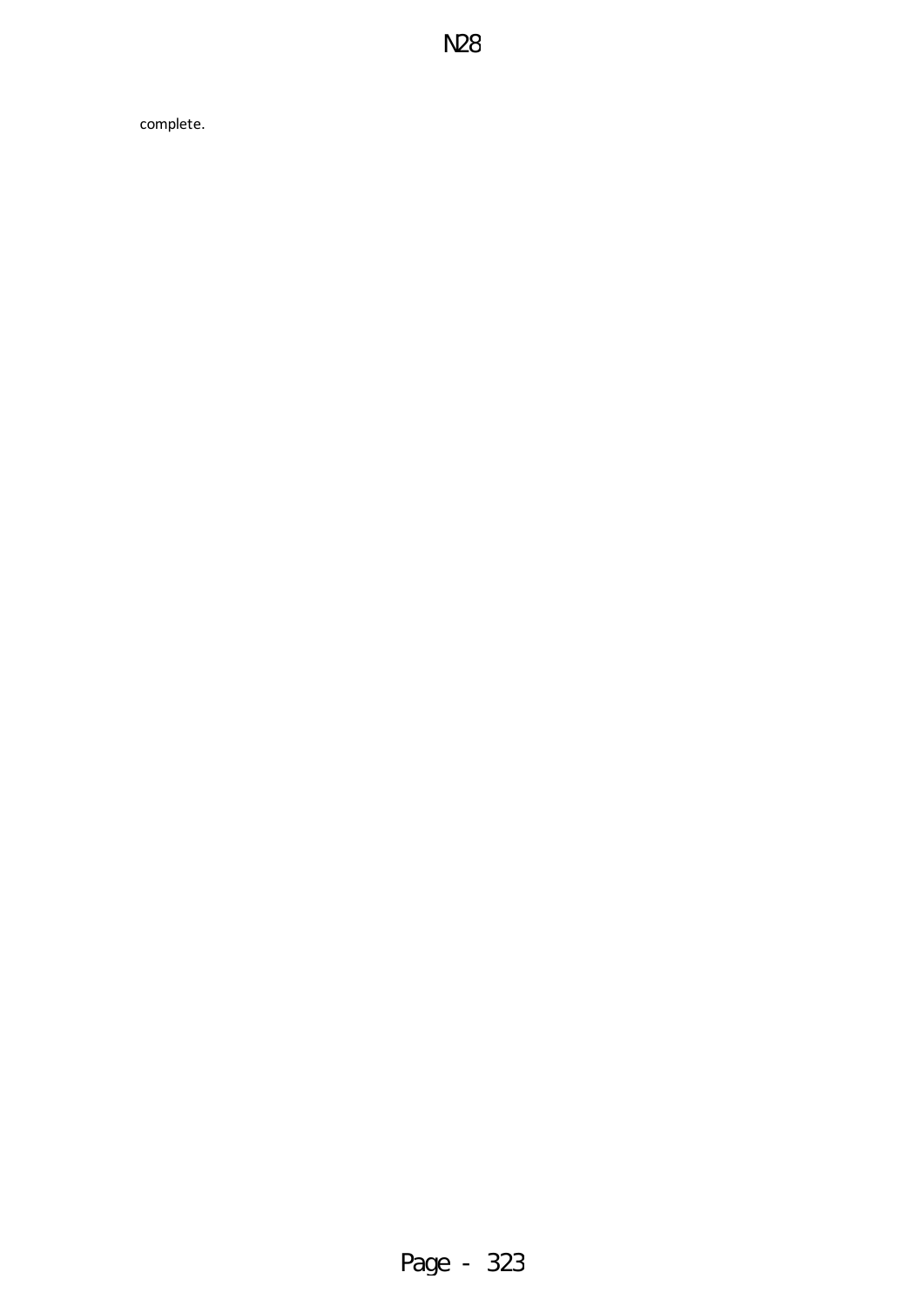complete.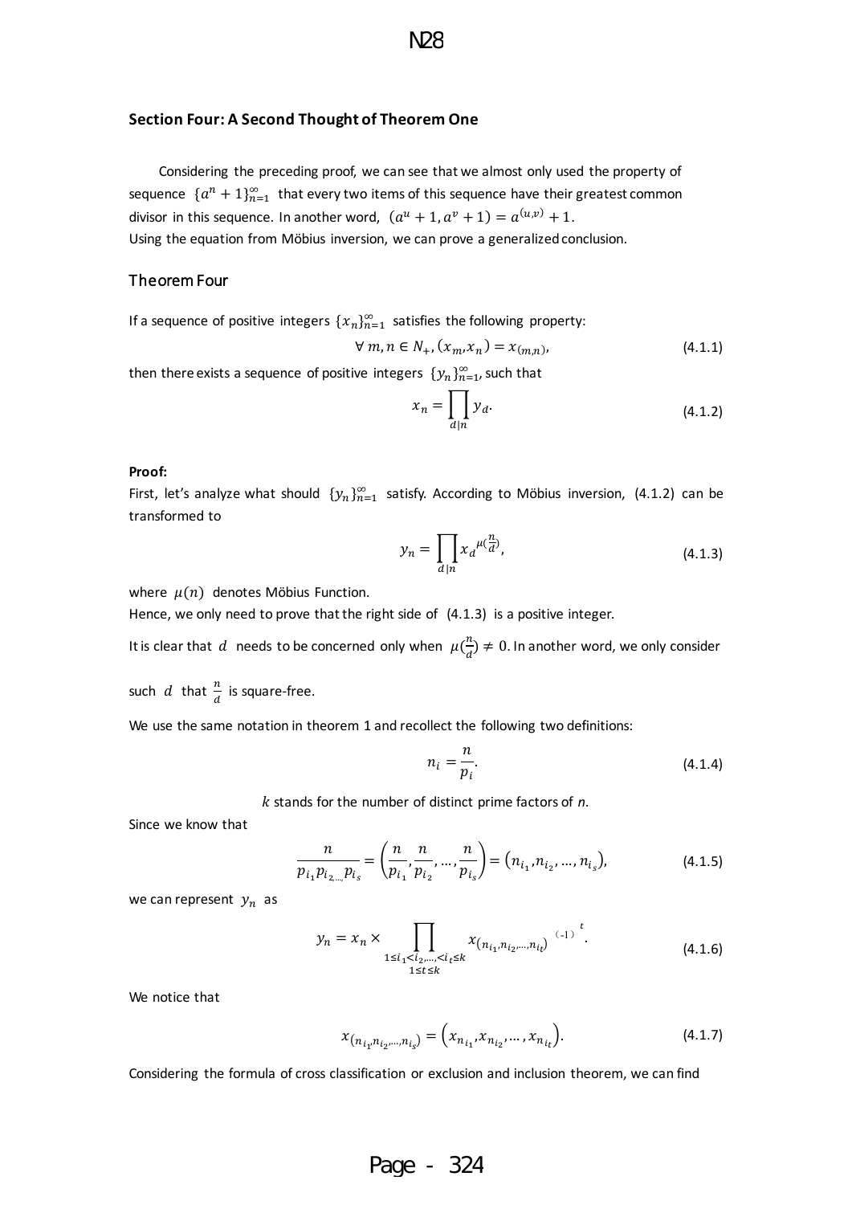### Section Four: A Second Thought of Theorem One

Considering the preceding proof, we can see that we almost only used the property of sequence $\{a^n+1\}_{n=1}^{\infty}$ that every two items of this sequence have their greatest common divisor in this sequence. In another word, $(a^u+1, a^v+1) = a^{(u,v)}+1$.
Using the equation from Möbius inversion, we can prove a generalized conclusion.

### Theorem Four

If a sequence of positive integers $\{x_n\}_{n=1}^{\infty}$ satisfies the following property:

$$\forall\, m,n \in N_+, (x_m, x_n) = x_{(m,n)}, \tag{4.1.1}$$

then there exists a sequence of positive integers $\{y_n\}_{n=1}^{\infty}$, such that

$$x_n = \prod_{d|n} y_d. \tag{4.1.2}$$

**Proof:**
First, let's analyze what should $\{y_n\}_{n=1}^{\infty}$ satisfy. According to Möbius inversion, (4.1.2) can be transformed to

$$y_n = \prod_{d|n} x_d^{\mu(\frac{n}{d})}, \tag{4.1.3}$$

where $\mu(n)$ denotes Möbius Function.
Hence, we only need to prove that the right side of (4.1.3) is a positive integer.

It is clear that $d$ needs to be concerned only when $\mu(\frac{n}{d}) \neq 0$. In another word, we only consider such $d$ that $\frac{n}{d}$ is square-free.

We use the same notation in theorem 1 and recollect the following two definitions:

$$n_i = \frac{n}{p_i}. \tag{4.1.4}$$

$k$ stands for the number of distinct prime factors of $n$.

Since we know that

$$\frac{n}{p_{i_1}p_{i_{2,\ldots,}}p_{i_s}} = \left(\frac{n}{p_{i_1}}, \frac{n}{p_{i_2}}, \ldots, \frac{n}{p_{i_s}}\right) = \left(n_{i_1}, n_{i_2}, \ldots, n_{i_s}\right), \tag{4.1.5}$$

we can represent $y_n$ as

$$y_n = x_n \times \prod_{\substack{1 \le i_1 < i_2, \ldots, < i_t \le k \\ 1 \le t \le k}} x_{(n_{i_1}, n_{i_2}, \ldots, n_{i_t})}{}^{(-1)^t}. \tag{4.1.6}$$

We notice that

$$x_{(n_{i_1}, n_{i_2}, \ldots, n_{i_s})} = \left(x_{n_{i_1}}, x_{n_{i_2}}, \ldots, x_{n_{i_t}}\right). \tag{4.1.7}$$

Considering the formula of cross classification or exclusion and inclusion theorem, we can find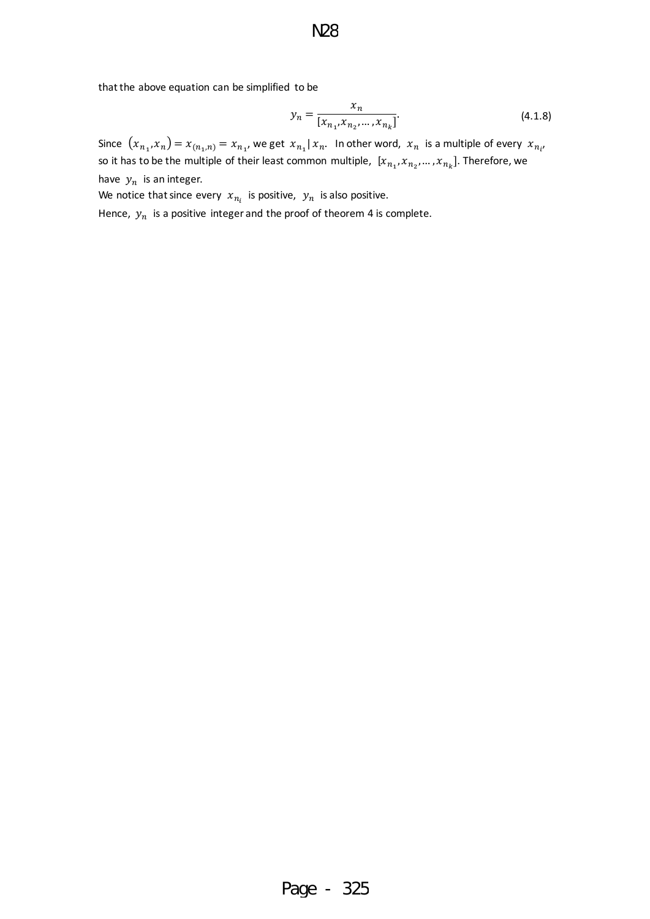that the above equation can be simplified to be

$$y_n = \frac{x_n}{[x_{n_1}, x_{n_2}, \dots, x_{n_k}]}. \tag{4.1.8}$$

Since $(x_{n_1}, x_n) = x_{(n_1,n)} = x_{n_1}$, we get $x_{n_1} | x_n$. In other word, $x_n$ is a multiple of every $x_{n_i}$, so it has to be the multiple of their least common multiple, $[x_{n_1}, x_{n_2}, \dots, x_{n_k}]$. Therefore, we have $y_n$ is an integer.

We notice that since every $x_{n_i}$ is positive, $y_n$ is also positive.

Hence, $y_n$ is a positive integer and the proof of theorem 4 is complete.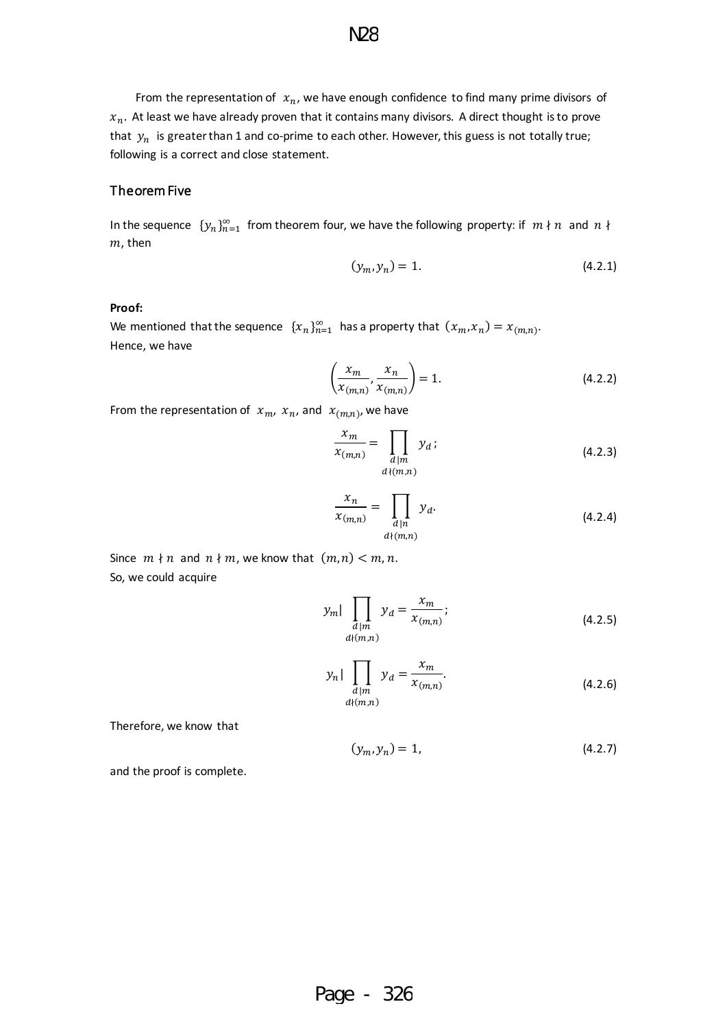From the representation of $x_n$, we have enough confidence to find many prime divisors of $x_n$. At least we have already proven that it contains many divisors. A direct thought is to prove that $y_n$ is greater than 1 and co-prime to each other. However, this guess is not totally true; following is a correct and close statement.

### Theorem Five

In the sequence $\{y_n\}_{n=1}^{\infty}$ from theorem four, we have the following property: if $m \nmid n$ and $n \nmid m$, then

$$(y_m, y_n) = 1. \tag{4.2.1}$$

**Proof:**

We mentioned that the sequence $\{x_n\}_{n=1}^{\infty}$ has a property that $(x_m, x_n) = x_{(m,n)}$.
Hence, we have

$$\left(\frac{x_m}{x_{(m,n)}}, \frac{x_n}{x_{(m,n)}}\right) = 1. \tag{4.2.2}$$

From the representation of $x_m$, $x_n$, and $x_{(m,n)}$, we have

$$\frac{x_m}{x_{(m,n)}} = \prod_{\substack{d|m \\ d\nmid(m,n)}} y_d\,; \tag{4.2.3}$$

$$\frac{x_n}{x_{(m,n)}} = \prod_{\substack{d|n \\ d\nmid(m,n)}} y_d. \tag{4.2.4}$$

Since $m \nmid n$ and $n \nmid m$, we know that $(m,n) < m, n$.
So, we could acquire

$$y_m| \prod_{\substack{d|m \\ d\nmid(m,n)}} y_d = \frac{x_m}{x_{(m,n)}}; \tag{4.2.5}$$

$$y_n| \prod_{\substack{d|m \\ d\nmid(m,n)}} y_d = \frac{x_m}{x_{(m,n)}}. \tag{4.2.6}$$

Therefore, we know that

$$(y_m, y_n) = 1, \tag{4.2.7}$$

and the proof is complete.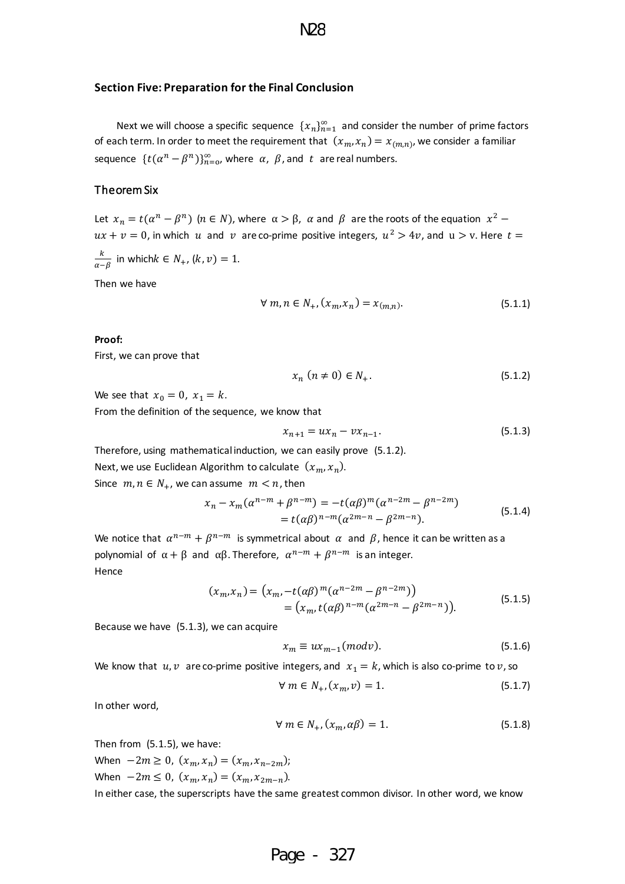## Section Five: Preparation for the Final Conclusion

Next we will choose a specific sequence $\{x_n\}_{n=1}^{\infty}$ and consider the number of prime factors of each term. In order to meet the requirement that $(x_m, x_n) = x_{(m,n)}$, we consider a familiar sequence $\{t(\alpha^n - \beta^n)\}_{n=0}^{\infty}$, where $\alpha$, $\beta$, and $t$ are real numbers.

### Theorem Six

Let $x_n = t(\alpha^n - \beta^n)$ $(n \in N)$, where $\alpha > \beta$, $\alpha$ and $\beta$ are the roots of the equation $x^2 - ux + v = 0$, in which $u$ and $v$ are co-prime positive integers, $u^2 > 4v$, and $u > v$. Here $t = \frac{k}{\alpha - \beta}$ in which $k \in N_+$, $(k, v) = 1$.

Then we have

$$\forall\, m, n \in N_+, (x_m, x_n) = x_{(m,n)}. \tag{5.1.1}$$

**Proof:**

First, we can prove that

$$x_n\ (n \neq 0) \in N_+. \tag{5.1.2}$$

We see that $x_0 = 0,\ x_1 = k$.

From the definition of the sequence, we know that

$$x_{n+1} = ux_n - vx_{n-1}. \tag{5.1.3}$$

Therefore, using mathematical induction, we can easily prove (5.1.2).

Next, we use Euclidean Algorithm to calculate $(x_m, x_n)$.

Since $m, n \in N_+$, we can assume $m < n$, then

$$\begin{aligned} x_n - x_m(\alpha^{n-m} + \beta^{n-m}) &= -t(\alpha\beta)^m(\alpha^{n-2m} - \beta^{n-2m}) \\ &= t(\alpha\beta)^{n-m}(\alpha^{2m-n} - \beta^{2m-n}). \end{aligned} \tag{5.1.4}$$

We notice that $\alpha^{n-m} + \beta^{n-m}$ is symmetrical about $\alpha$ and $\beta$, hence it can be written as a polynomial of $\alpha + \beta$ and $\alpha\beta$. Therefore, $\alpha^{n-m} + \beta^{n-m}$ is an integer.

Hence

$$\begin{aligned} (x_m, x_n) &= \left(x_m, -t(\alpha\beta)^m(\alpha^{n-2m} - \beta^{n-2m})\right) \\ &= \left(x_m, t(\alpha\beta)^{n-m}(\alpha^{2m-n} - \beta^{2m-n})\right). \end{aligned} \tag{5.1.5}$$

Because we have (5.1.3), we can acquire

$$x_m \equiv ux_{m-1} (mod v). \tag{5.1.6}$$

We know that $u, v$ are co-prime positive integers, and $x_1 = k$, which is also co-prime to $v$, so

$$\forall\, m \in N_+, (x_m, v) = 1. \tag{5.1.7}$$

In other word,

$$\forall\, m \in N_+, (x_m, \alpha\beta) = 1. \tag{5.1.8}$$

Then from (5.1.5), we have:

When $-2m \geq 0$, $(x_m, x_n) = (x_m, x_{n-2m})$;

When $-2m \leq 0$, $(x_m, x_n) = (x_m, x_{2m-n})$.

In either case, the superscripts have the same greatest common divisor. In other word, we know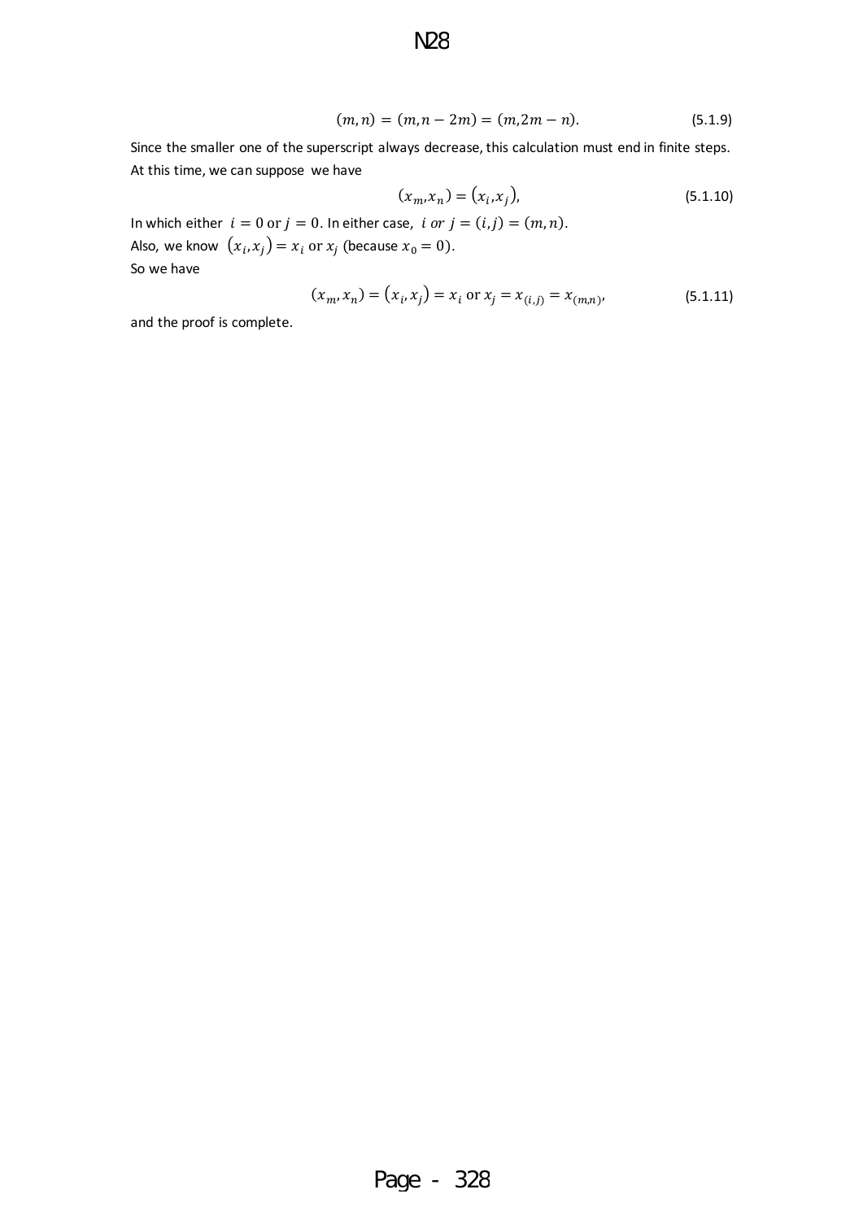$$(m,n) = (m,n-2m) = (m,2m-n). \tag{5.1.9}$$

Since the smaller one of the superscript always decrease, this calculation must end in finite steps. At this time, we can suppose we have

$$(x_m, x_n) = (x_i, x_j), \tag{5.1.10}$$

In which either $i = 0$ or $j = 0$. In either case, $i \text{ or } j = (i,j) = (m,n)$.

Also, we know $(x_i, x_j) = x_i$ or $x_j$ (because $x_0 = 0$).

So we have

$$(x_m, x_n) = (x_i, x_j) = x_i \text{ or } x_j = x_{(i,j)} = x_{(m,n)}, \tag{5.1.11}$$

and the proof is complete.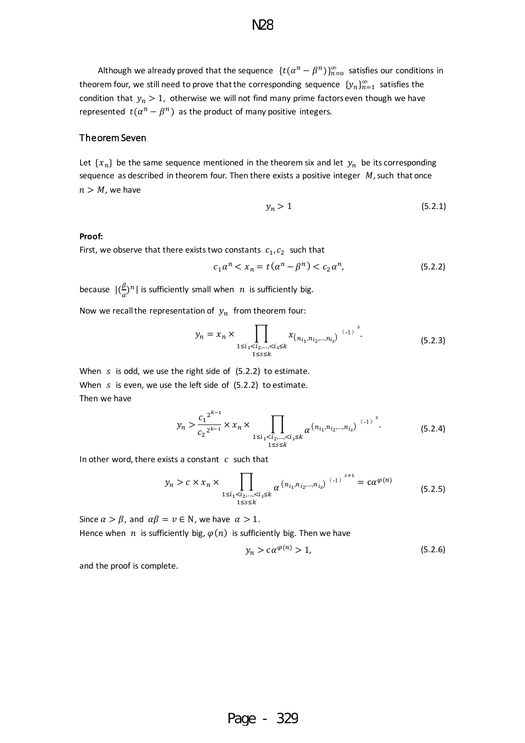Although we already proved that the sequence $\{t(\alpha^n - \beta^n)\}_{n=0}^{\infty}$ satisfies our conditions in theorem four, we still need to prove that the corresponding sequence $\{y_n\}_{n=1}^{\infty}$ satisfies the condition that $y_n > 1$, otherwise we will not find many prime factors even though we have represented $t(\alpha^n - \beta^n)$ as the product of many positive integers.

## Theorem Seven

Let $\{x_n\}$ be the same sequence mentioned in the theorem six and let $y_n$ be its corresponding sequence as described in theorem four. Then there exists a positive integer $M$, such that once $n > M$, we have

$$y_n > 1 \tag{5.2.1}$$

**Proof:**

First, we observe that there exists two constants $c_1, c_2$ such that

$$c_1 \alpha^n < x_n = t(\alpha^n - \beta^n) < c_2 \alpha^n, \tag{5.2.2}$$

because $|(\frac{\beta}{\alpha})^n|$ is sufficiently small when $n$ is sufficiently big.

Now we recall the representation of $y_n$ from theorem four:

$$y_n = x_n \times \prod_{\substack{1 \le i_1 < i_2, \ldots, < i_s \le k \\ 1 \le s \le k}} x_{(n_{i_1}, n_{i_2}, \ldots, n_{i_s})}^{\ (-1)^s}. \tag{5.2.3}$$

When $s$ is odd, we use the right side of (5.2.2) to estimate.
When $s$ is even, we use the left side of (5.2.2) to estimate.
Then we have

$$y_n > \frac{{c_1}^{2^{k-1}}}{{c_2}^{2^{k-1}}} \times x_n \times \prod_{\substack{1 \le i_1 < i_2, \ldots, < i_s \le k \\ 1 \le s \le k}} \alpha^{(n_{i_1}, n_{i_2}, \ldots, n_{i_s})^{\ (-1)^s}}. \tag{5.2.4}$$

In other word, there exists a constant $c$ such that

$$y_n > c \times x_n \times \prod_{\substack{1 \le i_1 < i_2, \ldots, < i_s \le k \\ 1 \le s \le k}} \alpha^{(n_{i_1}, n_{i_2}, \ldots, n_{i_s})^{\ (-1)^{s+1}}} = c\alpha^{\varphi(n)} \tag{5.2.5}$$

Since $\alpha > \beta$, and $\alpha\beta = v \in \mathrm{N}$, we have $\alpha > 1$.
Hence when $n$ is sufficiently big, $\varphi(n)$ is sufficiently big. Then we have

$$y_n > c\alpha^{\varphi(n)} > 1, \tag{5.2.6}$$

and the proof is complete.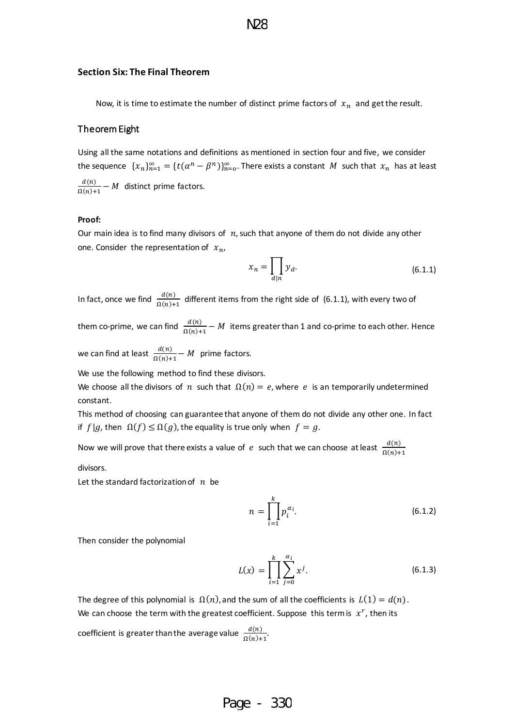## Section Six: The Final Theorem

Now, it is time to estimate the number of distinct prime factors of $x_n$ and get the result.

### Theorem Eight

Using all the same notations and definitions as mentioned in section four and five, we consider the sequence $\{x_n\}_{n=1}^{\infty} = \{t(\alpha^n - \beta^n)\}_{n=0}^{\infty}$. There exists a constant $M$ such that $x_n$ has at least $\frac{d(n)}{\Omega(n)+1} - M$ distinct prime factors.

**Proof:**

Our main idea is to find many divisors of $n$, such that anyone of them do not divide any other one. Consider the representation of $x_n$,

$$x_n = \prod_{d|n} y_d. \tag{6.1.1}$$

In fact, once we find $\frac{d(n)}{\Omega(n)+1}$ different items from the right side of (6.1.1), with every two of them co-prime, we can find $\frac{d(n)}{\Omega(n)+1} - M$ items greater than 1 and co-prime to each other. Hence we can find at least $\frac{d(n)}{\Omega(n)+1} - M$ prime factors.

We use the following method to find these divisors.

We choose all the divisors of $n$ such that $\Omega(n) = e$, where $e$ is an temporarily undetermined constant.

This method of choosing can guarantee that anyone of them do not divide any other one. In fact if $f|g$, then $\Omega(f) \le \Omega(g)$, the equality is true only when $f = g$.

Now we will prove that there exists a value of $e$ such that we can choose at least $\frac{d(n)}{\Omega(n)+1}$ divisors.

Let the standard factorization of $n$ be

$$n = \prod_{i=1}^{k} p_i^{\alpha_i}. \tag{6.1.2}$$

Then consider the polynomial

$$L(x) = \prod_{i=1}^{k} \sum_{j=0}^{\alpha_i} x^j. \tag{6.1.3}$$

The degree of this polynomial is $\Omega(n)$, and the sum of all the coefficients is $L(1) = d(n)$.

We can choose the term with the greatest coefficient. Suppose this term is $x^r$, then its coefficient is greater than the average value $\frac{d(n)}{\Omega(n)+1}$.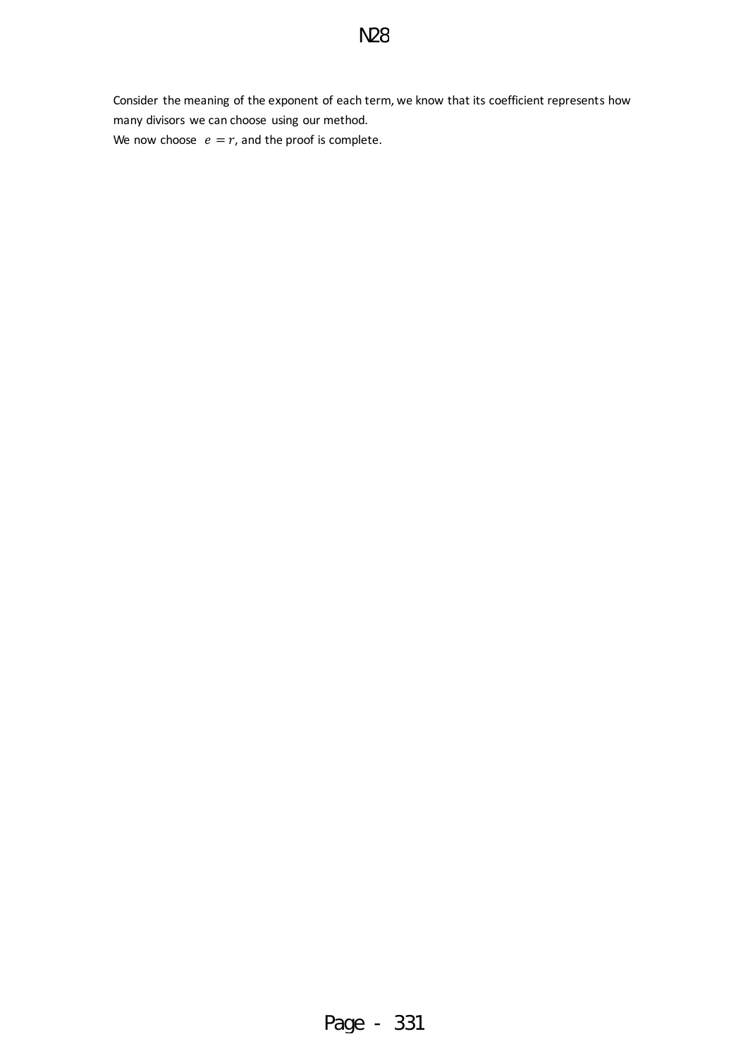Consider the meaning of the exponent of each term, we know that its coefficient represents how many divisors we can choose using our method.

We now choose $e = r$, and the proof is complete.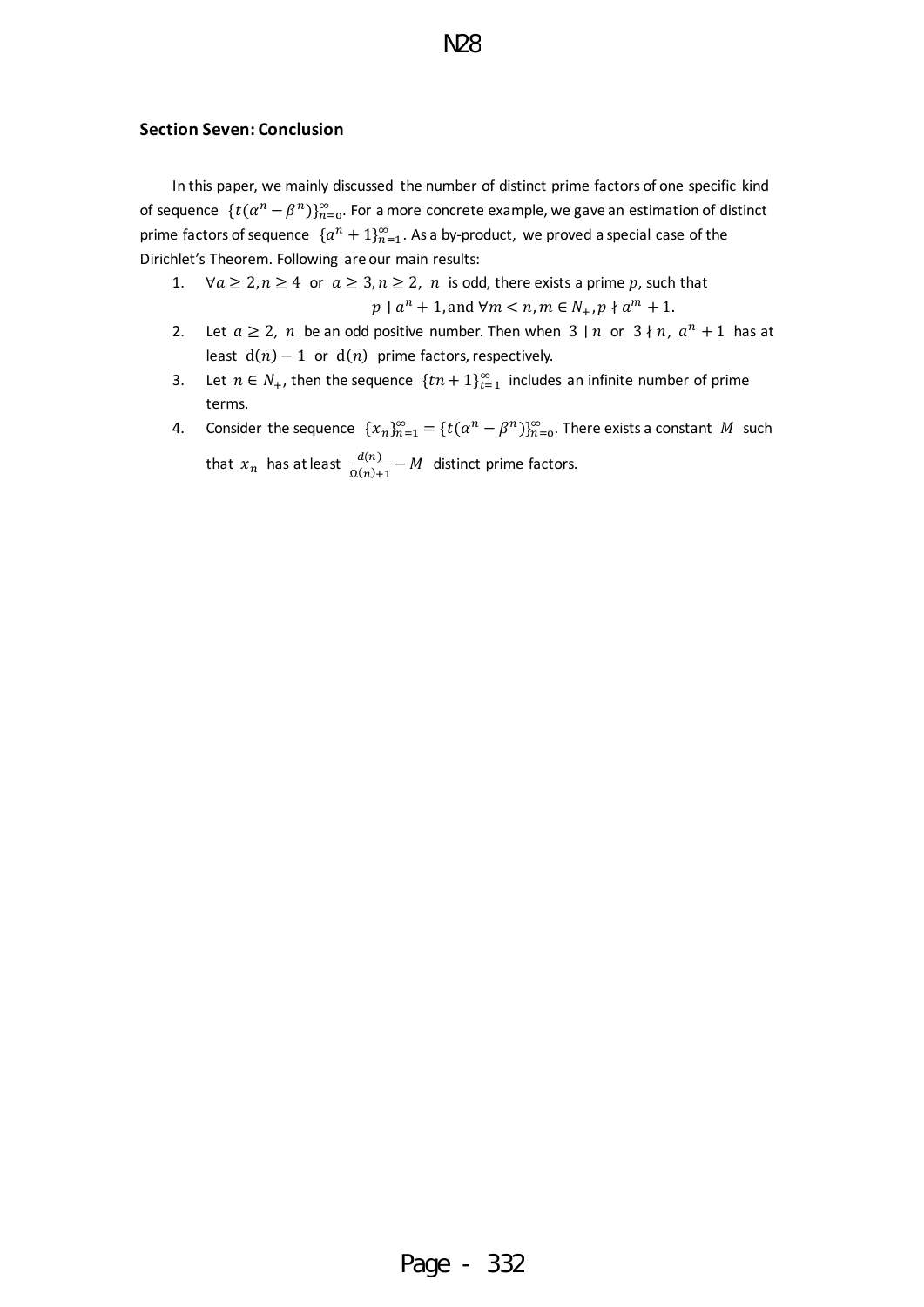### Section Seven: Conclusion

In this paper, we mainly discussed the number of distinct prime factors of one specific kind of sequence $\{t(\alpha^n - \beta^n)\}_{n=0}^{\infty}$. For a more concrete example, we gave an estimation of distinct prime factors of sequence $\{a^n + 1\}_{n=1}^{\infty}$. As a by-product, we proved a special case of the Dirichlet's Theorem. Following are our main results:

1. $\forall a \geq 2, n \geq 4$ or $a \geq 3, n \geq 2$, $n$ is odd, there exists a prime $p$, such that
$$p \mid a^n + 1, \text{and } \forall m < n, m \in N_+, p \nmid a^m + 1.$$
2. Let $a \geq 2$, $n$ be an odd positive number. Then when $3 \mid n$ or $3 \nmid n$, $a^n + 1$ has at least $\mathrm{d}(n) - 1$ or $\mathrm{d}(n)$ prime factors, respectively.
3. Let $n \in N_+$, then the sequence $\{tn + 1\}_{t=1}^{\infty}$ includes an infinite number of prime terms.
4. Consider the sequence $\{x_n\}_{n=1}^{\infty} = \{t(\alpha^n - \beta^n)\}_{n=0}^{\infty}$. There exists a constant $M$ such that $x_n$ has at least $\frac{d(n)}{\Omega(n)+1} - M$ distinct prime factors.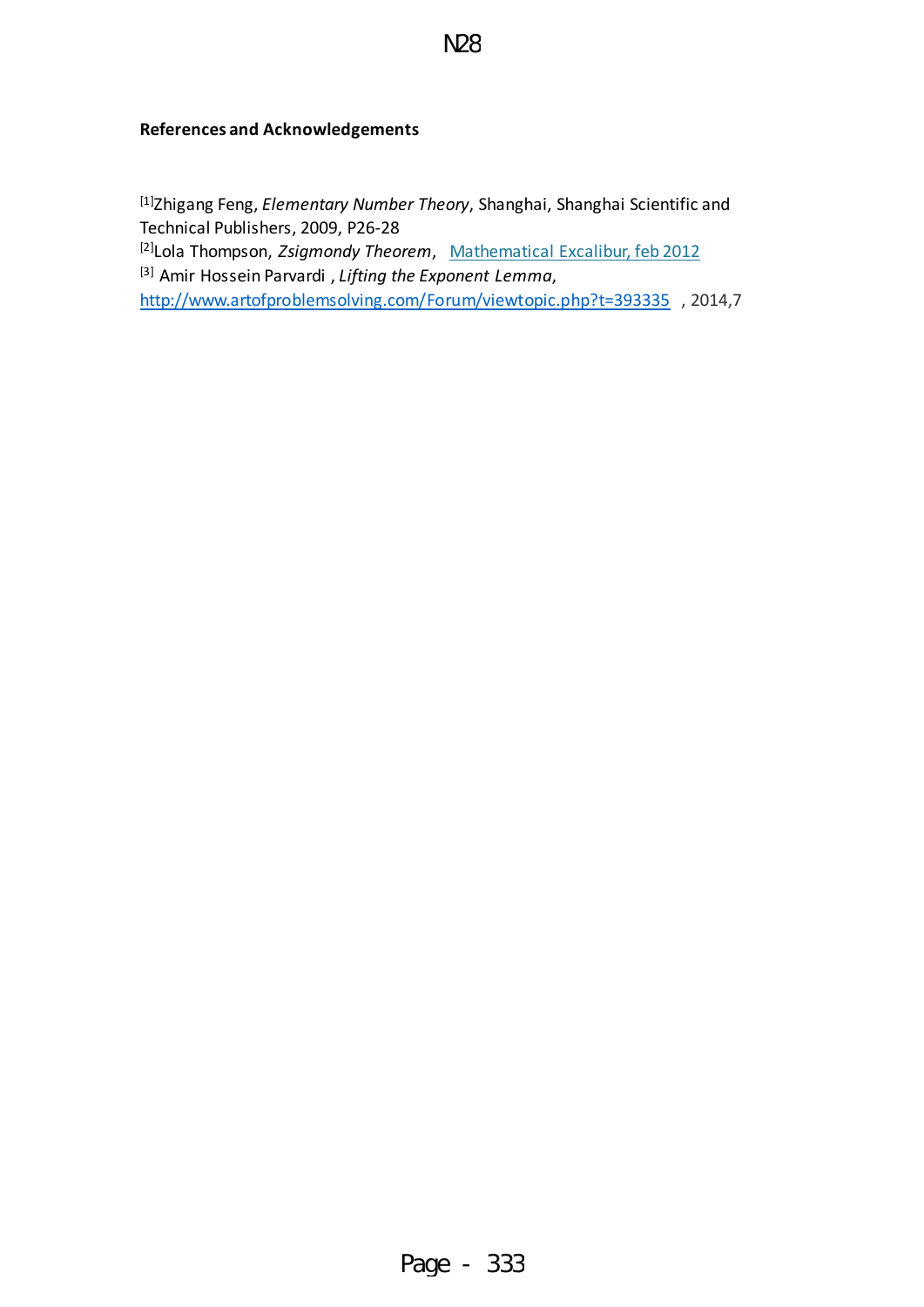**References and Acknowledgements**

[1]Zhigang Feng, *Elementary Number Theory*, Shanghai, Shanghai Scientific and Technical Publishers, 2009, P26-28
[2]Lola Thompson, *Zsigmondy Theorem*, Mathematical Excalibur, feb 2012
[3] Amir Hossein Parvardi , *Lifting the Exponent Lemma*, http://www.artofproblemsolving.com/Forum/viewtopic.php?t=393335 , 2014,7